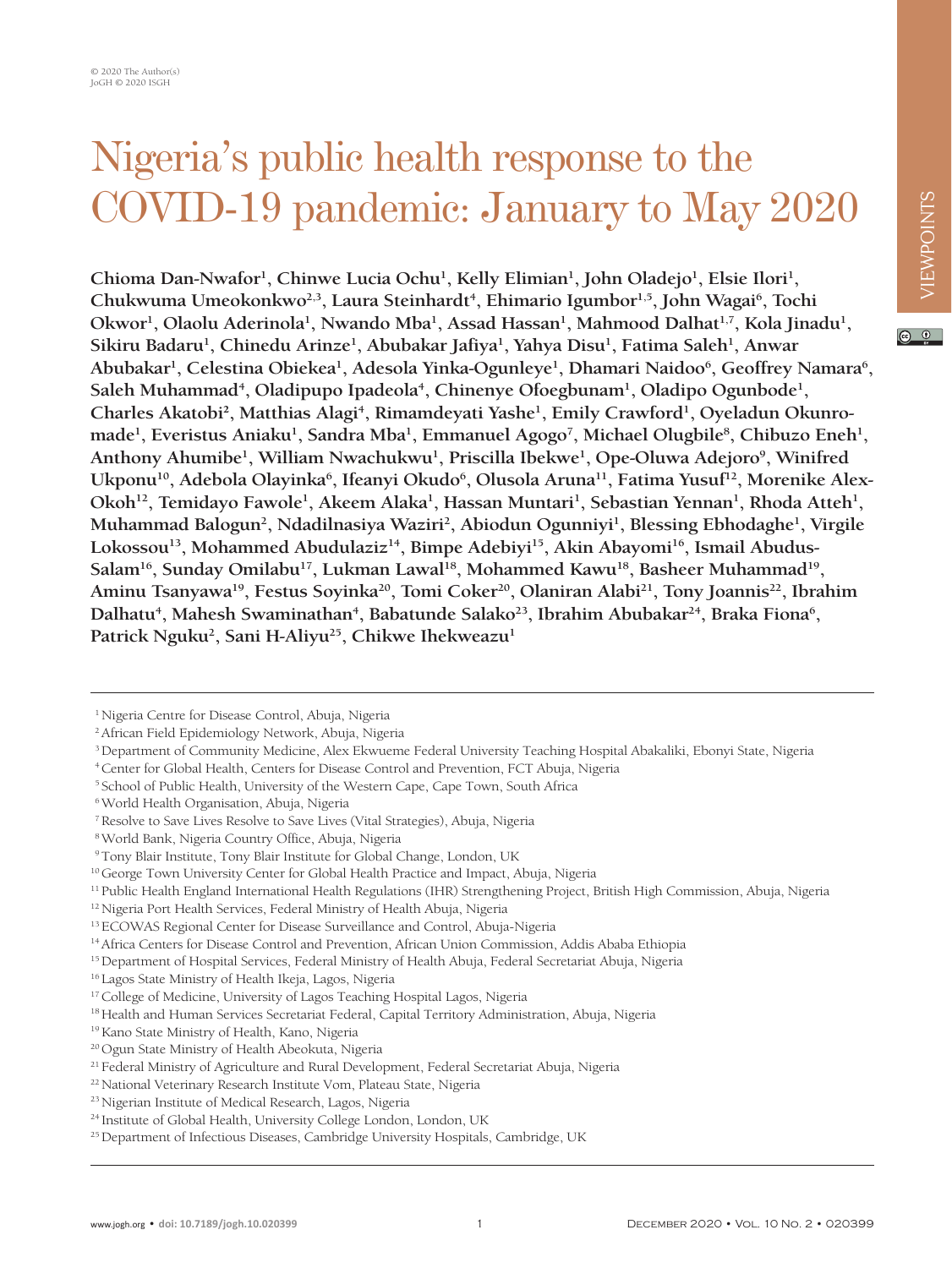# Nigeria's public health response to the COVID-19 pandemic: January to May 2020

**Chioma Dan-Nwafor[1], Chinwe Lucia Ochu[1], Kelly Elimian[1], John Oladejo[1], Elsie Ilori[1], Chukwuma Umeokonkwo[2,3], Laura Steinhardt[4], Ehimario Igumbor[1,5], John Wagai[6], Tochi Okwor[1], Olaolu Aderinola[1], Nwando Mba[1], Assad Hassan[1], Mahmood Dalhat[1,7], Kola Jinadu[1], Sikiru Badaru[1], Chinedu Arinze[1], Abubakar Jafiya[1], Yahya Disu[1], Fatima Saleh[1], Anwar Abubakar[1], Celestina Obiekea[1], Adesola Yinka-Ogunleye[1], Dhamari Naidoo[6], Geoffrey Namara[6], Saleh Muhammad[4], Oladipupo Ipadeola[4], Chinenye Ofoegbunam[1], Oladipo Ogunbode[1], Charles Akatobi[2], Matthias Alagi[4], Rimamdeyati Yashe[1], Emily Crawford[1], Oyeladun Okunromade[1], Everistus Aniaku[1], Sandra Mba[1], Emmanuel Agogo[7], Michael Olugbile[8], Chibuzo Eneh[1], Anthony Ahumibe[1], William Nwachukwu[1], Priscilla Ibekwe[1], Ope-Oluwa Adejoro[9], Winifred Ukponu[10], Adebola Olayinka[6], Ifeanyi Okudo[6], Olusola Aruna[11], Fatima Yusuf[12], Morenike Alex-Okoh[12], Temidayo Fawole[1], Akeem Alaka[1], Hassan Muntari[1], Sebastian Yennan[1], Rhoda Atteh[1], Muhammad Balogun[2], Ndadilnasiya Waziri[2], Abiodun Ogunniyi[1], Blessing Ebhodaghe[1], Virgile Lokossou[13], Mohammed Abudulaziz[14], Bimpe Adebiyi[15], Akin Abayomi[16], Ismail Abudus-Salam[16], Sunday Omilabu[17], Lukman Lawal[18], Mohammed Kawu[18], Basheer Muhammad[19], Aminu Tsanyawa[19], Festus Soyinka[20], Tomi Coker[20], Olaniran Alabi[21], Tony Joannis[22], Ibrahim Dalhatu[4], Mahesh Swaminathan[4], Babatunde Salako[23], Ibrahim Abubakar[24], Braka Fiona[6], Patrick Nguku[2], Sani H-Aliyu[25], Chikwe Ihekweazu[1]**

[1] Nigeria Centre for Disease Control, Abuja, Nigeria
[2] African Field Epidemiology Network, Abuja, Nigeria
[3] Department of Community Medicine, Alex Ekwueme Federal University Teaching Hospital Abakaliki, Ebonyi State, Nigeria
[4] Center for Global Health, Centers for Disease Control and Prevention, FCT Abuja, Nigeria
[5] School of Public Health, University of the Western Cape, Cape Town, South Africa
[6] World Health Organisation, Abuja, Nigeria
[7] Resolve to Save Lives Resolve to Save Lives (Vital Strategies), Abuja, Nigeria
[8] World Bank, Nigeria Country Office, Abuja, Nigeria
[9] Tony Blair Institute, Tony Blair Institute for Global Change, London, UK
[10] George Town University Center for Global Health Practice and Impact, Abuja, Nigeria
[11] Public Health England International Health Regulations (IHR) Strengthening Project, British High Commission, Abuja, Nigeria
[12] Nigeria Port Health Services, Federal Ministry of Health Abuja, Nigeria
[13] ECOWAS Regional Center for Disease Surveillance and Control, Abuja-Nigeria
[14] Africa Centers for Disease Control and Prevention, African Union Commission, Addis Ababa Ethiopia
[15] Department of Hospital Services, Federal Ministry of Health Abuja, Federal Secretariat Abuja, Nigeria
[16] Lagos State Ministry of Health Ikeja, Lagos, Nigeria
[17] College of Medicine, University of Lagos Teaching Hospital Lagos, Nigeria
[18] Health and Human Services Secretariat Federal, Capital Territory Administration, Abuja, Nigeria
[19] Kano State Ministry of Health, Kano, Nigeria
[20] Ogun State Ministry of Health Abeokuta, Nigeria
[21] Federal Ministry of Agriculture and Rural Development, Federal Secretariat Abuja, Nigeria
[22] National Veterinary Research Institute Vom, Plateau State, Nigeria
[23] Nigerian Institute of Medical Research, Lagos, Nigeria
[24] Institute of Global Health, University College London, London, UK
[25] Department of Infectious Diseases, Cambridge University Hospitals, Cambridge, UK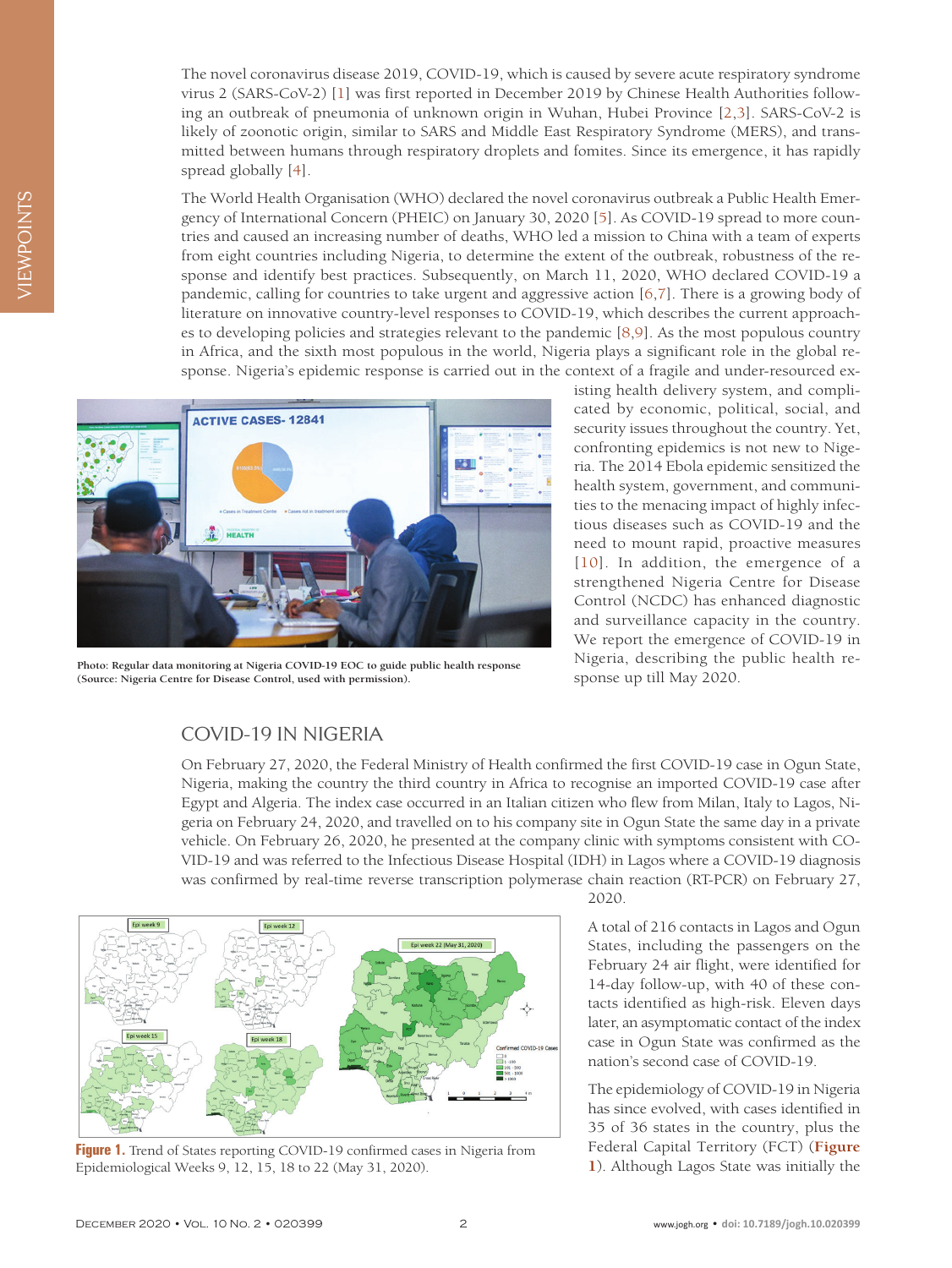The novel coronavirus disease 2019, COVID-19, which is caused by severe acute respiratory syndrome virus 2 (SARS-CoV-2) [1] was first reported in December 2019 by Chinese Health Authorities following an outbreak of pneumonia of unknown origin in Wuhan, Hubei Province [2,3]. SARS-CoV-2 is likely of zoonotic origin, similar to SARS and Middle East Respiratory Syndrome (MERS), and transmitted between humans through respiratory droplets and fomites. Since its emergence, it has rapidly spread globally [4].

The World Health Organisation (WHO) declared the novel coronavirus outbreak a Public Health Emergency of International Concern (PHEIC) on January 30, 2020 [5]. As COVID-19 spread to more countries and caused an increasing number of deaths, WHO led a mission to China with a team of experts from eight countries including Nigeria, to determine the extent of the outbreak, robustness of the response and identify best practices. Subsequently, on March 11, 2020, WHO declared COVID-19 a pandemic, calling for countries to take urgent and aggressive action [6,7]. There is a growing body of literature on innovative country-level responses to COVID-19, which describes the current approaches to developing policies and strategies relevant to the pandemic [8,9]. As the most populous country in Africa, and the sixth most populous in the world, Nigeria plays a significant role in the global response. Nigeria's epidemic response is carried out in the context of a fragile and under-resourced existing health delivery system, and complicated by economic, political, social, and security issues throughout the country. Yet, confronting epidemics is not new to Nigeria. The 2014 Ebola epidemic sensitized the health system, government, and communities to the menacing impact of highly infectious diseases such as COVID-19 and the need to mount rapid, proactive measures [10]. In addition, the emergence of a strengthened Nigeria Centre for Disease Control (NCDC) has enhanced diagnostic and surveillance capacity in the country. We report the emergence of COVID-19 in Nigeria, describing the public health response up till May 2020.

**Photo: Regular data monitoring at Nigeria COVID-19 EOC to guide public health response (Source: Nigeria Centre for Disease Control, used with permission).**

## COVID-19 IN NIGERIA

On February 27, 2020, the Federal Ministry of Health confirmed the first COVID-19 case in Ogun State, Nigeria, making the country the third country in Africa to recognise an imported COVID-19 case after Egypt and Algeria. The index case occurred in an Italian citizen who flew from Milan, Italy to Lagos, Nigeria on February 24, 2020, and travelled on to his company site in Ogun State the same day in a private vehicle. On February 26, 2020, he presented at the company clinic with symptoms consistent with COVID-19 and was referred to the Infectious Disease Hospital (IDH) in Lagos where a COVID-19 diagnosis was confirmed by real-time reverse transcription polymerase chain reaction (RT-PCR) on February 27, 2020.

A total of 216 contacts in Lagos and Ogun States, including the passengers on the February 24 air flight, were identified for 14-day follow-up, with 40 of these contacts identified as high-risk. Eleven days later, an asymptomatic contact of the index case in Ogun State was confirmed as the nation's second case of COVID-19.

**Figure 1.** Trend of States reporting COVID-19 confirmed cases in Nigeria from Epidemiological Weeks 9, 12, 15, 18 to 22 (May 31, 2020).

The epidemiology of COVID-19 in Nigeria has since evolved, with cases identified in 35 of 36 states in the country, plus the Federal Capital Territory (FCT) (**Figure 1**). Although Lagos State was initially the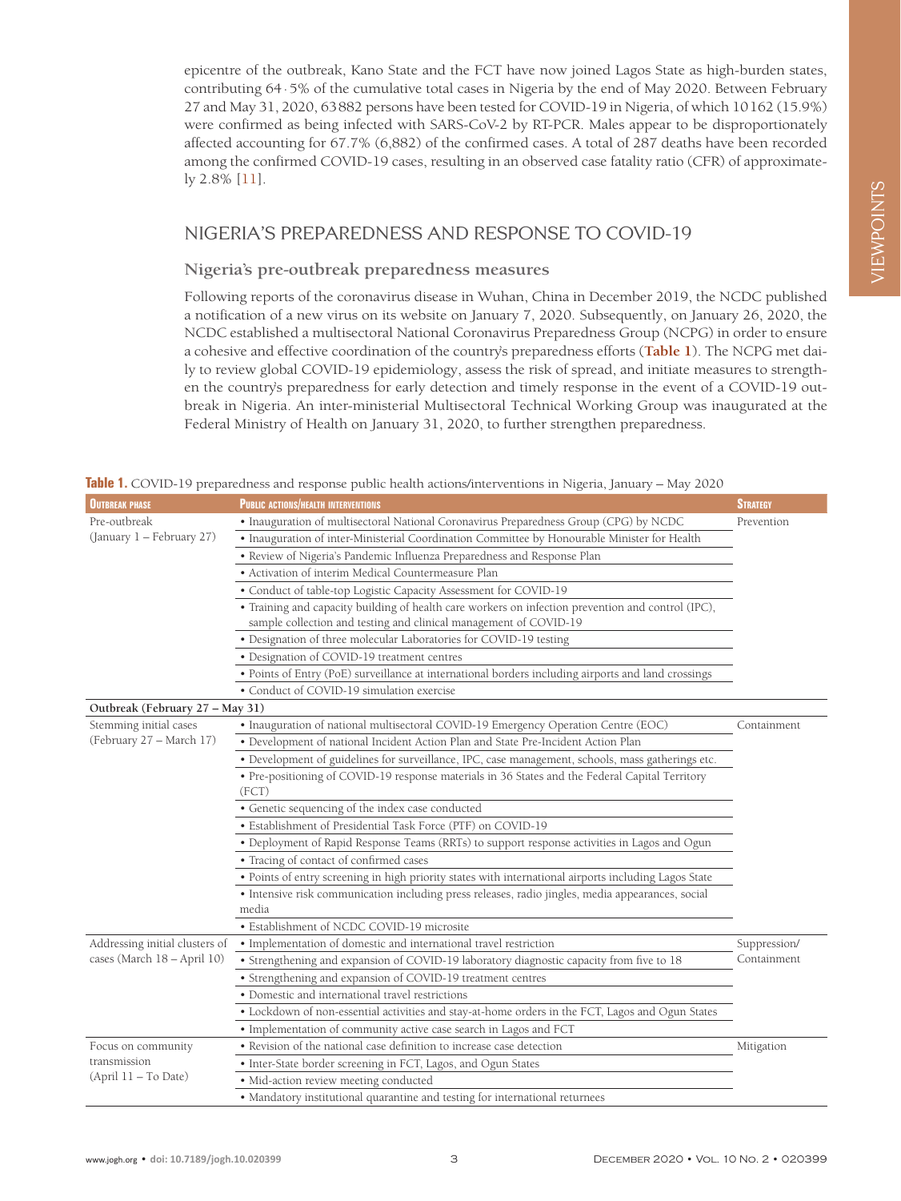epicentre of the outbreak, Kano State and the FCT have now joined Lagos State as high-burden states, contributing 64·5% of the cumulative total cases in Nigeria by the end of May 2020. Between February 27 and May 31, 2020, 63882 persons have been tested for COVID-19 in Nigeria, of which 10162 (15.9%) were confirmed as being infected with SARS-CoV-2 by RT-PCR. Males appear to be disproportionately affected accounting for 67.7% (6,882) of the confirmed cases. A total of 287 deaths have been recorded among the confirmed COVID-19 cases, resulting in an observed case fatality ratio (CFR) of approximately 2.8% [11].

## NIGERIA'S PREPAREDNESS AND RESPONSE TO COVID-19

### Nigeria's pre-outbreak preparedness measures

Following reports of the coronavirus disease in Wuhan, China in December 2019, the NCDC published a notification of a new virus on its website on January 7, 2020. Subsequently, on January 26, 2020, the NCDC established a multisectoral National Coronavirus Preparedness Group (NCPG) in order to ensure a cohesive and effective coordination of the country's preparedness efforts (**Table 1**). The NCPG met daily to review global COVID-19 epidemiology, assess the risk of spread, and initiate measures to strengthen the country's preparedness for early detection and timely response in the event of a COVID-19 outbreak in Nigeria. An inter-ministerial Multisectoral Technical Working Group was inaugurated at the Federal Ministry of Health on January 31, 2020, to further strengthen preparedness.

**Table 1.** COVID-19 preparedness and response public health actions/interventions in Nigeria, January – May 2020

| Outbreak phase | Public actions/health interventions | Strategy |
|---|---|---|
| Pre-outbreak (January 1 – February 27) | • Inauguration of multisectoral National Coronavirus Preparedness Group (CPG) by NCDC | Prevention |
| | • Inauguration of inter-Ministerial Coordination Committee by Honourable Minister for Health | |
| | • Review of Nigeria's Pandemic Influenza Preparedness and Response Plan | |
| | • Activation of interim Medical Countermeasure Plan | |
| | • Conduct of table-top Logistic Capacity Assessment for COVID-19 | |
| | • Training and capacity building of health care workers on infection prevention and control (IPC), sample collection and testing and clinical management of COVID-19 | |
| | • Designation of three molecular Laboratories for COVID-19 testing | |
| | • Designation of COVID-19 treatment centres | |
| | • Points of Entry (PoE) surveillance at international borders including airports and land crossings | |
| | • Conduct of COVID-19 simulation exercise | |
| **Outbreak (February 27 – May 31)** | | |
| Stemming initial cases (February 27 – March 17) | • Inauguration of national multisectoral COVID-19 Emergency Operation Centre (EOC) | Containment |
| | • Development of national Incident Action Plan and State Pre-Incident Action Plan | |
| | • Development of guidelines for surveillance, IPC, case management, schools, mass gatherings etc. | |
| | • Pre-positioning of COVID-19 response materials in 36 States and the Federal Capital Territory (FCT) | |
| | • Genetic sequencing of the index case conducted | |
| | • Establishment of Presidential Task Force (PTF) on COVID-19 | |
| | • Deployment of Rapid Response Teams (RRTs) to support response activities in Lagos and Ogun | |
| | • Tracing of contact of confirmed cases | |
| | • Points of entry screening in high priority states with international airports including Lagos State | |
| | • Intensive risk communication including press releases, radio jingles, media appearances, social media | |
| | • Establishment of NCDC COVID-19 microsite | |
| Addressing initial clusters of cases (March 18 – April 10) | • Implementation of domestic and international travel restriction | Suppression/ Containment |
| | • Strengthening and expansion of COVID-19 laboratory diagnostic capacity from five to 18 | |
| | • Strengthening and expansion of COVID-19 treatment centres | |
| | • Domestic and international travel restrictions | |
| | • Lockdown of non-essential activities and stay-at-home orders in the FCT, Lagos and Ogun States | |
| | • Implementation of community active case search in Lagos and FCT | |
| Focus on community transmission (April 11 – To Date) | • Revision of the national case definition to increase case detection | Mitigation |
| | • Inter-State border screening in FCT, Lagos, and Ogun States | |
| | • Mid-action review meeting conducted | |
| | • Mandatory institutional quarantine and testing for international returnees | |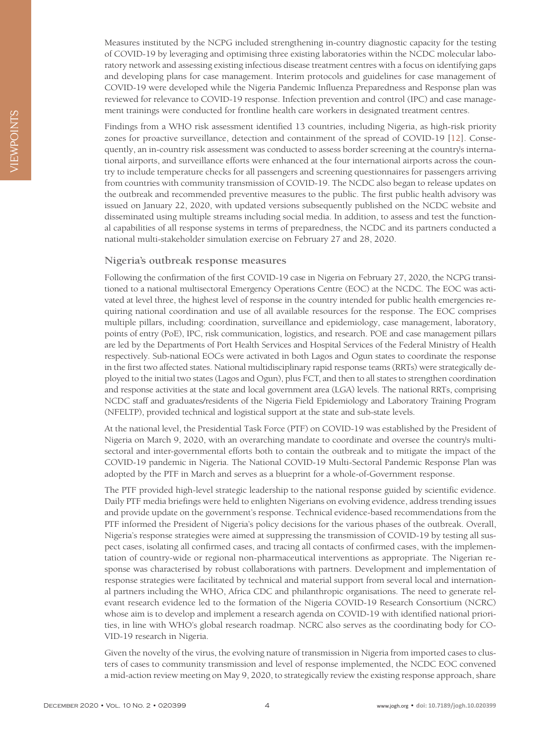Measures instituted by the NCPG included strengthening in-country diagnostic capacity for the testing of COVID-19 by leveraging and optimising three existing laboratories within the NCDC molecular laboratory network and assessing existing infectious disease treatment centres with a focus on identifying gaps and developing plans for case management. Interim protocols and guidelines for case management of COVID-19 were developed while the Nigeria Pandemic Influenza Preparedness and Response plan was reviewed for relevance to COVID-19 response. Infection prevention and control (IPC) and case management trainings were conducted for frontline health care workers in designated treatment centres.

Findings from a WHO risk assessment identified 13 countries, including Nigeria, as high-risk priority zones for proactive surveillance, detection and containment of the spread of COVID-19 [12]. Consequently, an in-country risk assessment was conducted to assess border screening at the country's international airports, and surveillance efforts were enhanced at the four international airports across the country to include temperature checks for all passengers and screening questionnaires for passengers arriving from countries with community transmission of COVID-19. The NCDC also began to release updates on the outbreak and recommended preventive measures to the public. The first public health advisory was issued on January 22, 2020, with updated versions subsequently published on the NCDC website and disseminated using multiple streams including social media. In addition, to assess and test the functional capabilities of all response systems in terms of preparedness, the NCDC and its partners conducted a national multi-stakeholder simulation exercise on February 27 and 28, 2020.

## Nigeria's outbreak response measures

Following the confirmation of the first COVID-19 case in Nigeria on February 27, 2020, the NCPG transitioned to a national multisectoral Emergency Operations Centre (EOC) at the NCDC. The EOC was activated at level three, the highest level of response in the country intended for public health emergencies requiring national coordination and use of all available resources for the response. The EOC comprises multiple pillars, including: coordination, surveillance and epidemiology, case management, laboratory, points of entry (PoE), IPC, risk communication, logistics, and research. POE and case management pillars are led by the Departments of Port Health Services and Hospital Services of the Federal Ministry of Health respectively. Sub-national EOCs were activated in both Lagos and Ogun states to coordinate the response in the first two affected states. National multidisciplinary rapid response teams (RRTs) were strategically deployed to the initial two states (Lagos and Ogun), plus FCT, and then to all states to strengthen coordination and response activities at the state and local government area (LGA) levels. The national RRTs, comprising NCDC staff and graduates/residents of the Nigeria Field Epidemiology and Laboratory Training Program (NFELTP), provided technical and logistical support at the state and sub-state levels.

At the national level, the Presidential Task Force (PTF) on COVID-19 was established by the President of Nigeria on March 9, 2020, with an overarching mandate to coordinate and oversee the country's multisectoral and inter-governmental efforts both to contain the outbreak and to mitigate the impact of the COVID-19 pandemic in Nigeria. The National COVID-19 Multi-Sectoral Pandemic Response Plan was adopted by the PTF in March and serves as a blueprint for a whole-of-Government response.

The PTF provided high-level strategic leadership to the national response guided by scientific evidence. Daily PTF media briefings were held to enlighten Nigerians on evolving evidence, address trending issues and provide update on the government's response. Technical evidence-based recommendations from the PTF informed the President of Nigeria's policy decisions for the various phases of the outbreak. Overall, Nigeria's response strategies were aimed at suppressing the transmission of COVID-19 by testing all suspect cases, isolating all confirmed cases, and tracing all contacts of confirmed cases, with the implementation of country-wide or regional non-pharmaceutical interventions as appropriate. The Nigerian response was characterised by robust collaborations with partners. Development and implementation of response strategies were facilitated by technical and material support from several local and international partners including the WHO, Africa CDC and philanthropic organisations. The need to generate relevant research evidence led to the formation of the Nigeria COVID-19 Research Consortium (NCRC) whose aim is to develop and implement a research agenda on COVID-19 with identified national priorities, in line with WHO's global research roadmap. NCRC also serves as the coordinating body for COVID-19 research in Nigeria.

Given the novelty of the virus, the evolving nature of transmission in Nigeria from imported cases to clusters of cases to community transmission and level of response implemented, the NCDC EOC convened a mid-action review meeting on May 9, 2020, to strategically review the existing response approach, share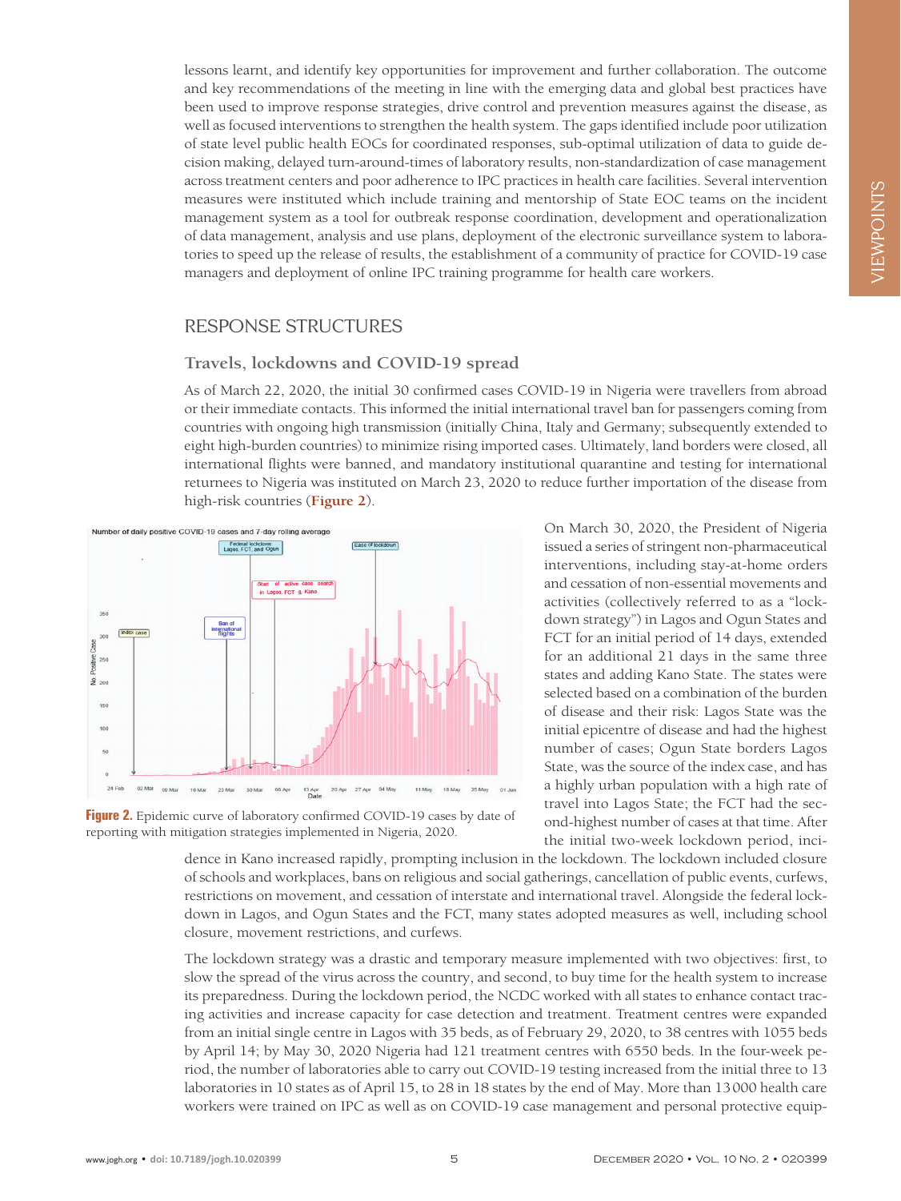lessons learnt, and identify key opportunities for improvement and further collaboration. The outcome and key recommendations of the meeting in line with the emerging data and global best practices have been used to improve response strategies, drive control and prevention measures against the disease, as well as focused interventions to strengthen the health system. The gaps identified include poor utilization of state level public health EOCs for coordinated responses, sub-optimal utilization of data to guide decision making, delayed turn-around-times of laboratory results, non-standardization of case management across treatment centers and poor adherence to IPC practices in health care facilities. Several intervention measures were instituted which include training and mentorship of State EOC teams on the incident management system as a tool for outbreak response coordination, development and operationalization of data management, analysis and use plans, deployment of the electronic surveillance system to laboratories to speed up the release of results, the establishment of a community of practice for COVID-19 case managers and deployment of online IPC training programme for health care workers.

## RESPONSE STRUCTURES

### Travels, lockdowns and COVID-19 spread

As of March 22, 2020, the initial 30 confirmed cases COVID-19 in Nigeria were travellers from abroad or their immediate contacts. This informed the initial international travel ban for passengers coming from countries with ongoing high transmission (initially China, Italy and Germany; subsequently extended to eight high-burden countries) to minimize rising imported cases. Ultimately, land borders were closed, all international flights were banned, and mandatory institutional quarantine and testing for international returnees to Nigeria was instituted on March 23, 2020 to reduce further importation of the disease from high-risk countries (**Figure 2**).

**Figure 2.** Epidemic curve of laboratory confirmed COVID-19 cases by date of reporting with mitigation strategies implemented in Nigeria, 2020.

On March 30, 2020, the President of Nigeria issued a series of stringent non-pharmaceutical interventions, including stay-at-home orders and cessation of non-essential movements and activities (collectively referred to as a "lockdown strategy") in Lagos and Ogun States and FCT for an initial period of 14 days, extended for an additional 21 days in the same three states and adding Kano State. The states were selected based on a combination of the burden of disease and their risk: Lagos State was the initial epicentre of disease and had the highest number of cases; Ogun State borders Lagos State, was the source of the index case, and has a highly urban population with a high rate of travel into Lagos State; the FCT had the second-highest number of cases at that time. After the initial two-week lockdown period, incidence in Kano increased rapidly, prompting inclusion in the lockdown. The lockdown included closure of schools and workplaces, bans on religious and social gatherings, cancellation of public events, curfews, restrictions on movement, and cessation of interstate and international travel. Alongside the federal lockdown in Lagos, and Ogun States and the FCT, many states adopted measures as well, including school closure, movement restrictions, and curfews.

The lockdown strategy was a drastic and temporary measure implemented with two objectives: first, to slow the spread of the virus across the country, and second, to buy time for the health system to increase its preparedness. During the lockdown period, the NCDC worked with all states to enhance contact tracing activities and increase capacity for case detection and treatment. Treatment centres were expanded from an initial single centre in Lagos with 35 beds, as of February 29, 2020, to 38 centres with 1055 beds by April 14; by May 30, 2020 Nigeria had 121 treatment centres with 6550 beds. In the four-week period, the number of laboratories able to carry out COVID-19 testing increased from the initial three to 13 laboratories in 10 states as of April 15, to 28 in 18 states by the end of May. More than 13000 health care workers were trained on IPC as well as on COVID-19 case management and personal protective equip-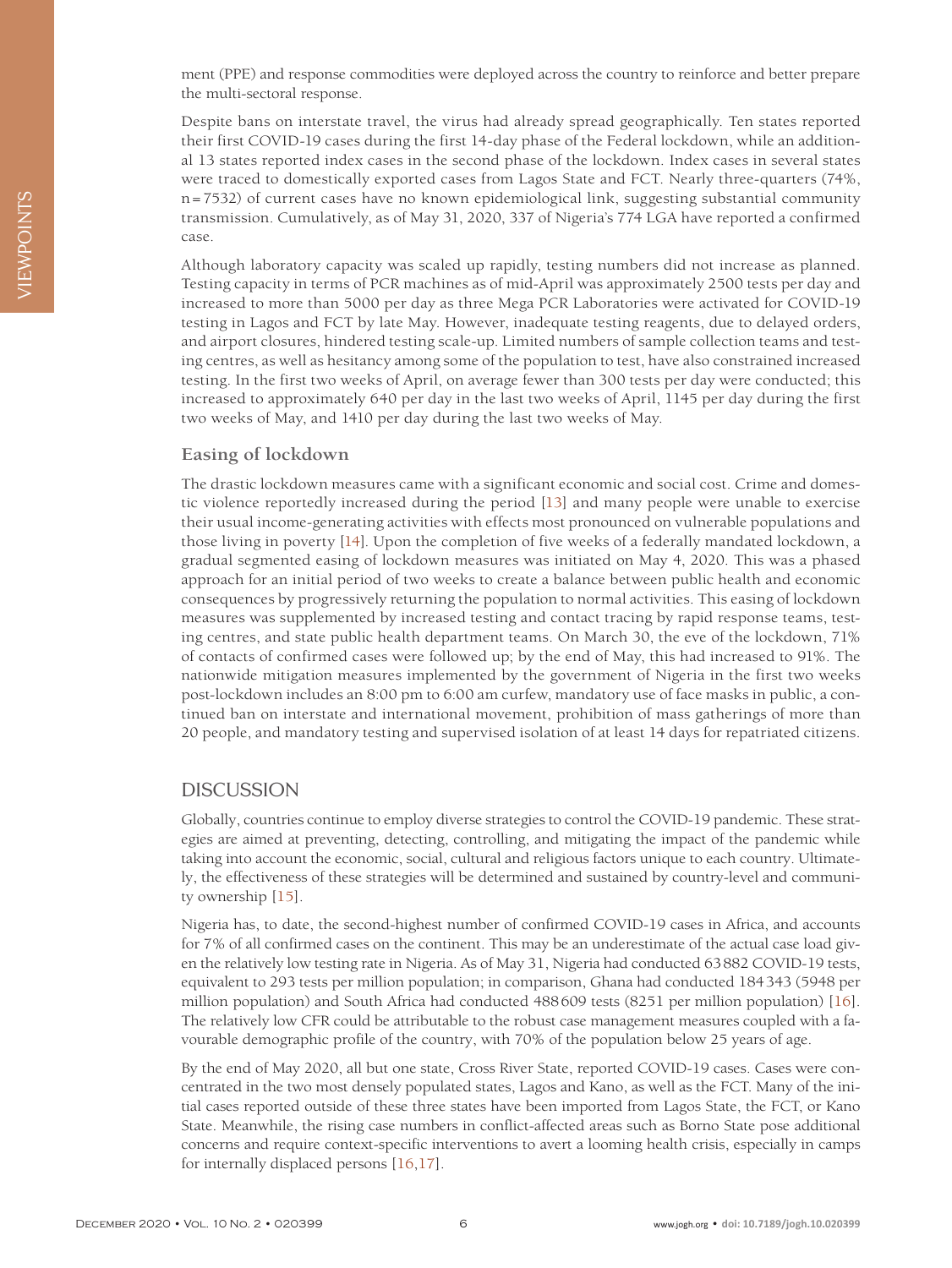ment (PPE) and response commodities were deployed across the country to reinforce and better prepare the multi-sectoral response.

Despite bans on interstate travel, the virus had already spread geographically. Ten states reported their first COVID-19 cases during the first 14-day phase of the Federal lockdown, while an additional 13 states reported index cases in the second phase of the lockdown. Index cases in several states were traced to domestically exported cases from Lagos State and FCT. Nearly three-quarters (74%, n = 7532) of current cases have no known epidemiological link, suggesting substantial community transmission. Cumulatively, as of May 31, 2020, 337 of Nigeria's 774 LGA have reported a confirmed case.

Although laboratory capacity was scaled up rapidly, testing numbers did not increase as planned. Testing capacity in terms of PCR machines as of mid-April was approximately 2500 tests per day and increased to more than 5000 per day as three Mega PCR Laboratories were activated for COVID-19 testing in Lagos and FCT by late May. However, inadequate testing reagents, due to delayed orders, and airport closures, hindered testing scale-up. Limited numbers of sample collection teams and testing centres, as well as hesitancy among some of the population to test, have also constrained increased testing. In the first two weeks of April, on average fewer than 300 tests per day were conducted; this increased to approximately 640 per day in the last two weeks of April, 1145 per day during the first two weeks of May, and 1410 per day during the last two weeks of May.

### Easing of lockdown

The drastic lockdown measures came with a significant economic and social cost. Crime and domestic violence reportedly increased during the period [13] and many people were unable to exercise their usual income-generating activities with effects most pronounced on vulnerable populations and those living in poverty [14]. Upon the completion of five weeks of a federally mandated lockdown, a gradual segmented easing of lockdown measures was initiated on May 4, 2020. This was a phased approach for an initial period of two weeks to create a balance between public health and economic consequences by progressively returning the population to normal activities. This easing of lockdown measures was supplemented by increased testing and contact tracing by rapid response teams, testing centres, and state public health department teams. On March 30, the eve of the lockdown, 71% of contacts of confirmed cases were followed up; by the end of May, this had increased to 91%. The nationwide mitigation measures implemented by the government of Nigeria in the first two weeks post-lockdown includes an 8:00 pm to 6:00 am curfew, mandatory use of face masks in public, a continued ban on interstate and international movement, prohibition of mass gatherings of more than 20 people, and mandatory testing and supervised isolation of at least 14 days for repatriated citizens.

## DISCUSSION

Globally, countries continue to employ diverse strategies to control the COVID-19 pandemic. These strategies are aimed at preventing, detecting, controlling, and mitigating the impact of the pandemic while taking into account the economic, social, cultural and religious factors unique to each country. Ultimately, the effectiveness of these strategies will be determined and sustained by country-level and community ownership [15].

Nigeria has, to date, the second-highest number of confirmed COVID-19 cases in Africa, and accounts for 7% of all confirmed cases on the continent. This may be an underestimate of the actual case load given the relatively low testing rate in Nigeria. As of May 31, Nigeria had conducted 63 882 COVID-19 tests, equivalent to 293 tests per million population; in comparison, Ghana had conducted 184 343 (5948 per million population) and South Africa had conducted 488 609 tests (8251 per million population) [16]. The relatively low CFR could be attributable to the robust case management measures coupled with a favourable demographic profile of the country, with 70% of the population below 25 years of age.

By the end of May 2020, all but one state, Cross River State, reported COVID-19 cases. Cases were concentrated in the two most densely populated states, Lagos and Kano, as well as the FCT. Many of the initial cases reported outside of these three states have been imported from Lagos State, the FCT, or Kano State. Meanwhile, the rising case numbers in conflict-affected areas such as Borno State pose additional concerns and require context-specific interventions to avert a looming health crisis, especially in camps for internally displaced persons [16,17].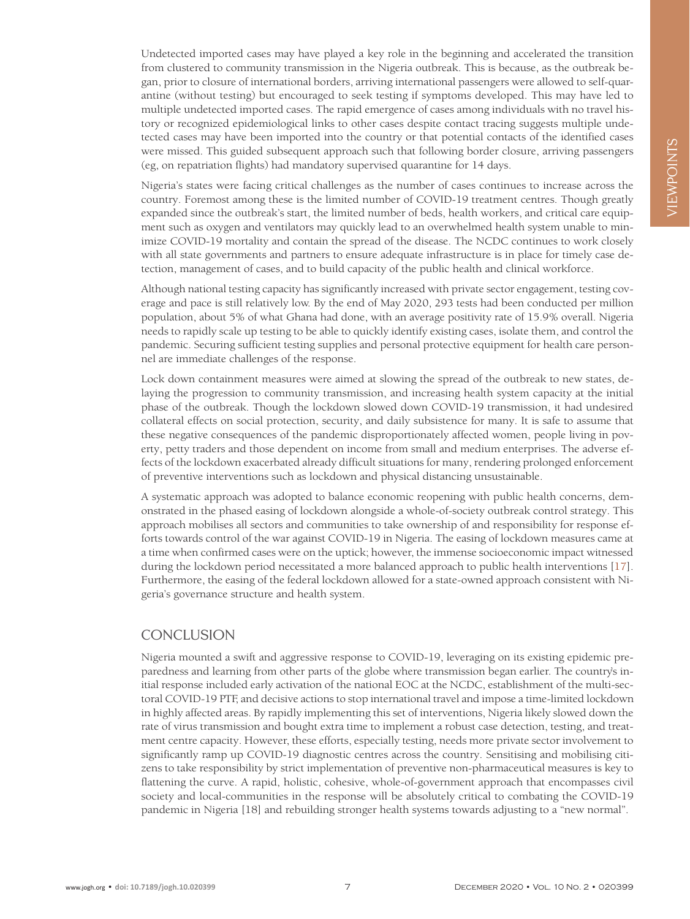Undetected imported cases may have played a key role in the beginning and accelerated the transition from clustered to community transmission in the Nigeria outbreak. This is because, as the outbreak began, prior to closure of international borders, arriving international passengers were allowed to self-quarantine (without testing) but encouraged to seek testing if symptoms developed. This may have led to multiple undetected imported cases. The rapid emergence of cases among individuals with no travel history or recognized epidemiological links to other cases despite contact tracing suggests multiple undetected cases may have been imported into the country or that potential contacts of the identified cases were missed. This guided subsequent approach such that following border closure, arriving passengers (eg, on repatriation flights) had mandatory supervised quarantine for 14 days.

Nigeria's states were facing critical challenges as the number of cases continues to increase across the country. Foremost among these is the limited number of COVID-19 treatment centres. Though greatly expanded since the outbreak's start, the limited number of beds, health workers, and critical care equipment such as oxygen and ventilators may quickly lead to an overwhelmed health system unable to minimize COVID-19 mortality and contain the spread of the disease. The NCDC continues to work closely with all state governments and partners to ensure adequate infrastructure is in place for timely case detection, management of cases, and to build capacity of the public health and clinical workforce.

Although national testing capacity has significantly increased with private sector engagement, testing coverage and pace is still relatively low. By the end of May 2020, 293 tests had been conducted per million population, about 5% of what Ghana had done, with an average positivity rate of 15.9% overall. Nigeria needs to rapidly scale up testing to be able to quickly identify existing cases, isolate them, and control the pandemic. Securing sufficient testing supplies and personal protective equipment for health care personnel are immediate challenges of the response.

Lock down containment measures were aimed at slowing the spread of the outbreak to new states, delaying the progression to community transmission, and increasing health system capacity at the initial phase of the outbreak. Though the lockdown slowed down COVID-19 transmission, it had undesired collateral effects on social protection, security, and daily subsistence for many. It is safe to assume that these negative consequences of the pandemic disproportionately affected women, people living in poverty, petty traders and those dependent on income from small and medium enterprises. The adverse effects of the lockdown exacerbated already difficult situations for many, rendering prolonged enforcement of preventive interventions such as lockdown and physical distancing unsustainable.

A systematic approach was adopted to balance economic reopening with public health concerns, demonstrated in the phased easing of lockdown alongside a whole-of-society outbreak control strategy. This approach mobilises all sectors and communities to take ownership of and responsibility for response efforts towards control of the war against COVID-19 in Nigeria. The easing of lockdown measures came at a time when confirmed cases were on the uptick; however, the immense socioeconomic impact witnessed during the lockdown period necessitated a more balanced approach to public health interventions [17]. Furthermore, the easing of the federal lockdown allowed for a state-owned approach consistent with Nigeria's governance structure and health system.

## CONCLUSION

Nigeria mounted a swift and aggressive response to COVID-19, leveraging on its existing epidemic preparedness and learning from other parts of the globe where transmission began earlier. The country's initial response included early activation of the national EOC at the NCDC, establishment of the multi-sectoral COVID-19 PTF, and decisive actions to stop international travel and impose a time-limited lockdown in highly affected areas. By rapidly implementing this set of interventions, Nigeria likely slowed down the rate of virus transmission and bought extra time to implement a robust case detection, testing, and treatment centre capacity. However, these efforts, especially testing, needs more private sector involvement to significantly ramp up COVID-19 diagnostic centres across the country. Sensitising and mobilising citizens to take responsibility by strict implementation of preventive non-pharmaceutical measures is key to flattening the curve. A rapid, holistic, cohesive, whole-of-government approach that encompasses civil society and local-communities in the response will be absolutely critical to combating the COVID-19 pandemic in Nigeria [18] and rebuilding stronger health systems towards adjusting to a "new normal".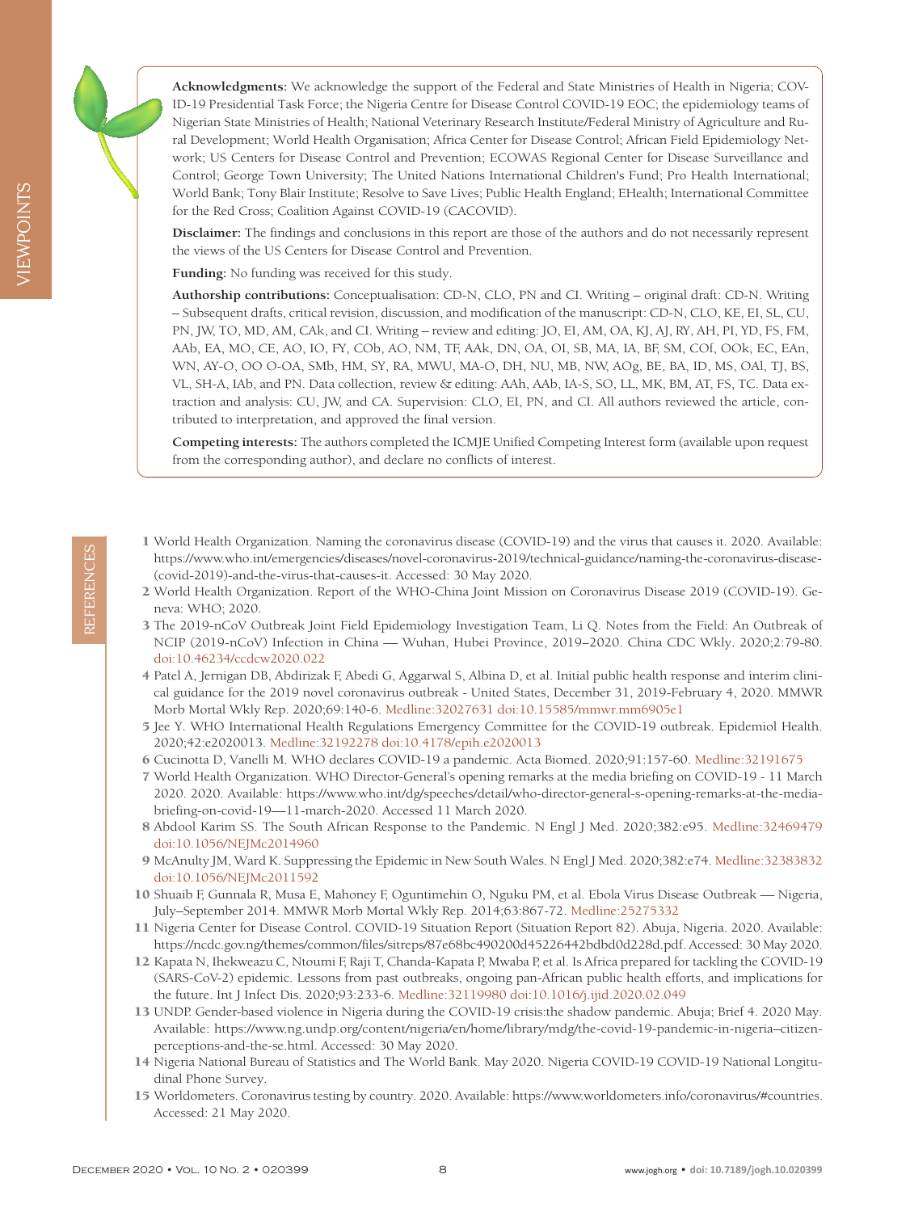**Acknowledgments:** We acknowledge the support of the Federal and State Ministries of Health in Nigeria; COVID-19 Presidential Task Force; the Nigeria Centre for Disease Control COVID-19 EOC; the epidemiology teams of Nigerian State Ministries of Health; National Veterinary Research Institute/Federal Ministry of Agriculture and Rural Development; World Health Organisation; Africa Center for Disease Control; African Field Epidemiology Network; US Centers for Disease Control and Prevention; ECOWAS Regional Center for Disease Surveillance and Control; George Town University; The United Nations International Children's Fund; Pro Health International; World Bank; Tony Blair Institute; Resolve to Save Lives; Public Health England; EHealth; International Committee for the Red Cross; Coalition Against COVID-19 (CACOVID).

**Disclaimer:** The findings and conclusions in this report are those of the authors and do not necessarily represent the views of the US Centers for Disease Control and Prevention.

**Funding:** No funding was received for this study.

**Authorship contributions:** Conceptualisation: CD-N, CLO, PN and CI. Writing – original draft: CD-N. Writing – Subsequent drafts, critical revision, discussion, and modification of the manuscript: CD-N, CLO, KE, EI, SL, CU, PN, JW, TO, MD, AM, CAk, and CI. Writing – review and editing: JO, EI, AM, OA, KJ, AJ, RY, AH, PI, YD, FS, FM, AAb, EA, MO, CE, AO, IO, FY, COb, AO, NM, TF, AAk, DN, OA, OI, SB, MA, IA, BF, SM, COf, OOk, EC, EAn, WN, AY-O, OO O-OA, SMb, HM, SY, RA, MWU, MA-O, DH, NU, MB, NW, AOg, BE, BA, ID, MS, OAl, TJ, BS, VL, SH-A, IAb, and PN. Data collection, review & editing: AAh, AAb, IA-S, SO, LL, MK, BM, AT, FS, TC. Data extraction and analysis: CU, JW, and CA. Supervision: CLO, EI, PN, and CI. All authors reviewed the article, contributed to interpretation, and approved the final version.

**Competing interests:** The authors completed the ICMJE Unified Competing Interest form (available upon request from the corresponding author), and declare no conflicts of interest.

## REFERENCES

1. World Health Organization. Naming the coronavirus disease (COVID-19) and the virus that causes it. 2020. Available: https://www.who.int/emergencies/diseases/novel-coronavirus-2019/technical-guidance/naming-the-coronavirus-disease-(covid-2019)-and-the-virus-that-causes-it. Accessed: 30 May 2020.
2. World Health Organization. Report of the WHO-China Joint Mission on Coronavirus Disease 2019 (COVID-19). Geneva: WHO; 2020.
3. The 2019-nCoV Outbreak Joint Field Epidemiology Investigation Team, Li Q. Notes from the Field: An Outbreak of NCIP (2019-nCoV) Infection in China — Wuhan, Hubei Province, 2019–2020. China CDC Wkly. 2020;2:79-80. doi:10.46234/ccdcw2020.022
4. Patel A, Jernigan DB, Abdirizak F, Abedi G, Aggarwal S, Albina D, et al. Initial public health response and interim clinical guidance for the 2019 novel coronavirus outbreak - United States, December 31, 2019-February 4, 2020. MMWR Morb Mortal Wkly Rep. 2020;69:140-6. Medline:32027631 doi:10.15585/mmwr.mm6905e1
5. Jee Y. WHO International Health Regulations Emergency Committee for the COVID-19 outbreak. Epidemiol Health. 2020;42:e2020013. Medline:32192278 doi:10.4178/epih.e2020013
6. Cucinotta D, Vanelli M. WHO declares COVID-19 a pandemic. Acta Biomed. 2020;91:157-60. Medline:32191675
7. World Health Organization. WHO Director-General's opening remarks at the media briefing on COVID-19 - 11 March 2020. 2020. Available: https://www.who.int/dg/speeches/detail/who-director-general-s-opening-remarks-at-the-media-briefing-on-covid-19—11-march-2020. Accessed 11 March 2020.
8. Abdool Karim SS. The South African Response to the Pandemic. N Engl J Med. 2020;382:e95. Medline:32469479 doi:10.1056/NEJMc2014960
9. McAnulty JM, Ward K. Suppressing the Epidemic in New South Wales. N Engl J Med. 2020;382:e74. Medline:32383832 doi:10.1056/NEJMc2011592
10. Shuaib F, Gunnala R, Musa E, Mahoney F, Oguntimehin O, Nguku PM, et al. Ebola Virus Disease Outbreak — Nigeria, July–September 2014. MMWR Morb Mortal Wkly Rep. 2014;63:867-72. Medline:25275332
11. Nigeria Center for Disease Control. COVID-19 Situation Report (Situation Report 82). Abuja, Nigeria. 2020. Available: https://ncdc.gov.ng/themes/common/files/sitreps/87e68bc490200d45226442bdbd0d228d.pdf. Accessed: 30 May 2020.
12. Kapata N, Ihekweazu C, Ntoumi F, Raji T, Chanda-Kapata P, Mwaba P, et al. Is Africa prepared for tackling the COVID-19 (SARS-CoV-2) epidemic. Lessons from past outbreaks, ongoing pan-African public health efforts, and implications for the future. Int J Infect Dis. 2020;93:233-6. Medline:32119980 doi:10.1016/j.ijid.2020.02.049
13. UNDP. Gender-based violence in Nigeria during the COVID-19 crisis:the shadow pandemic. Abuja; Brief 4. 2020 May. Available: https://www.ng.undp.org/content/nigeria/en/home/library/mdg/the-covid-19-pandemic-in-nigeria–citizen-perceptions-and-the-se.html. Accessed: 30 May 2020.
14. Nigeria National Bureau of Statistics and The World Bank. May 2020. Nigeria COVID-19 COVID-19 National Longitudinal Phone Survey.
15. Worldometers. Coronavirus testing by country. 2020. Available: https://www.worldometers.info/coronavirus/#countries. Accessed: 21 May 2020.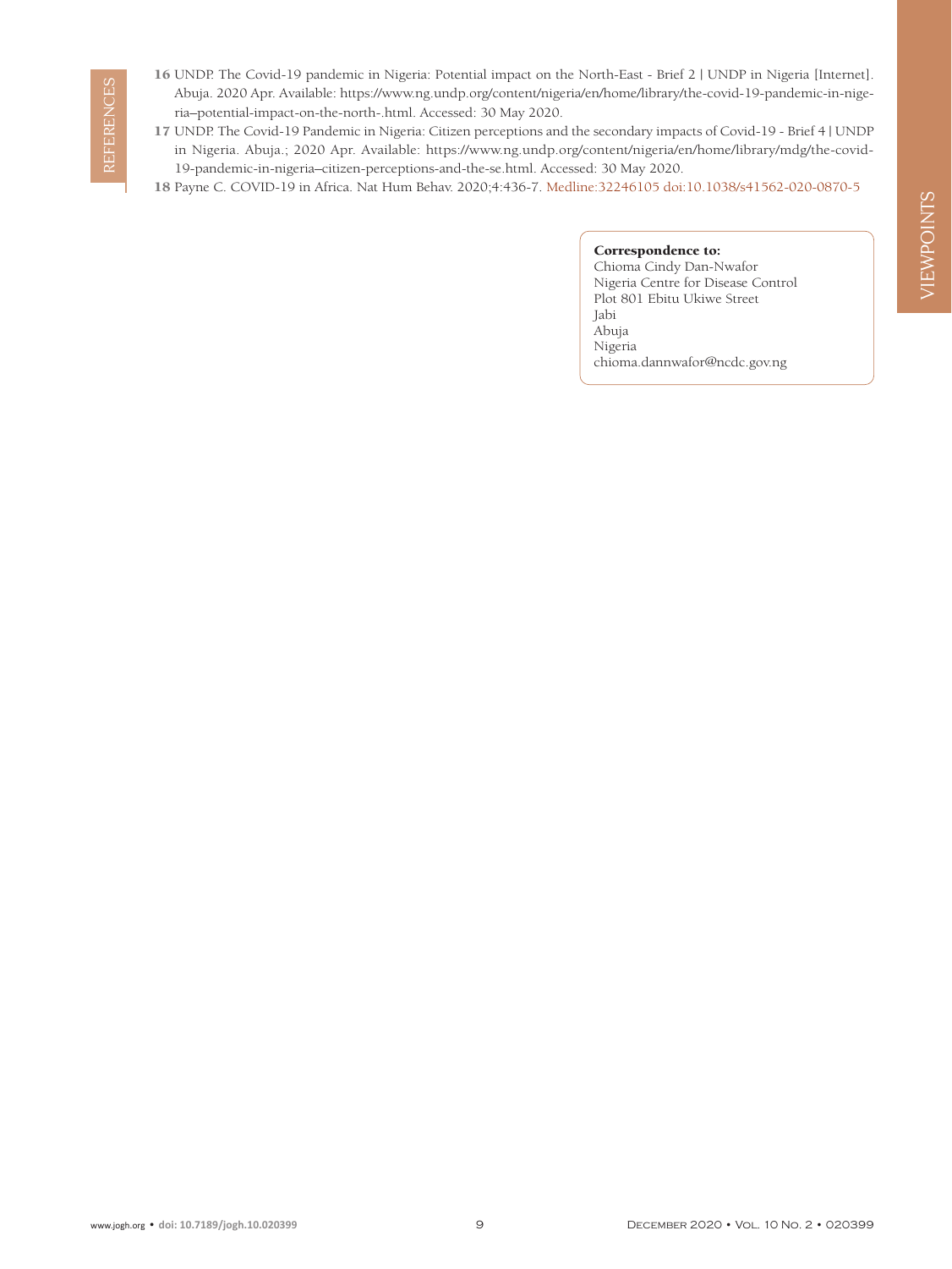16 UNDP. The Covid-19 pandemic in Nigeria: Potential impact on the North-East - Brief 2 | UNDP in Nigeria [Internet]. Abuja. 2020 Apr. Available: https://www.ng.undp.org/content/nigeria/en/home/library/the-covid-19-pandemic-in-nigeria–potential-impact-on-the-north-.html. Accessed: 30 May 2020.

17 UNDP. The Covid-19 Pandemic in Nigeria: Citizen perceptions and the secondary impacts of Covid-19 - Brief 4 | UNDP in Nigeria. Abuja.; 2020 Apr. Available: https://www.ng.undp.org/content/nigeria/en/home/library/mdg/the-covid-19-pandemic-in-nigeria–citizen-perceptions-and-the-se.html. Accessed: 30 May 2020.

18 Payne C. COVID-19 in Africa. Nat Hum Behav. 2020;4:436-7. Medline:32246105 doi:10.1038/s41562-020-0870-5

**Correspondence to:**
Chioma Cindy Dan-Nwafor
Nigeria Centre for Disease Control
Plot 801 Ebitu Ukiwe Street
Jabi
Abuja
Nigeria
chioma.dannwafor@ncdc.gov.ng